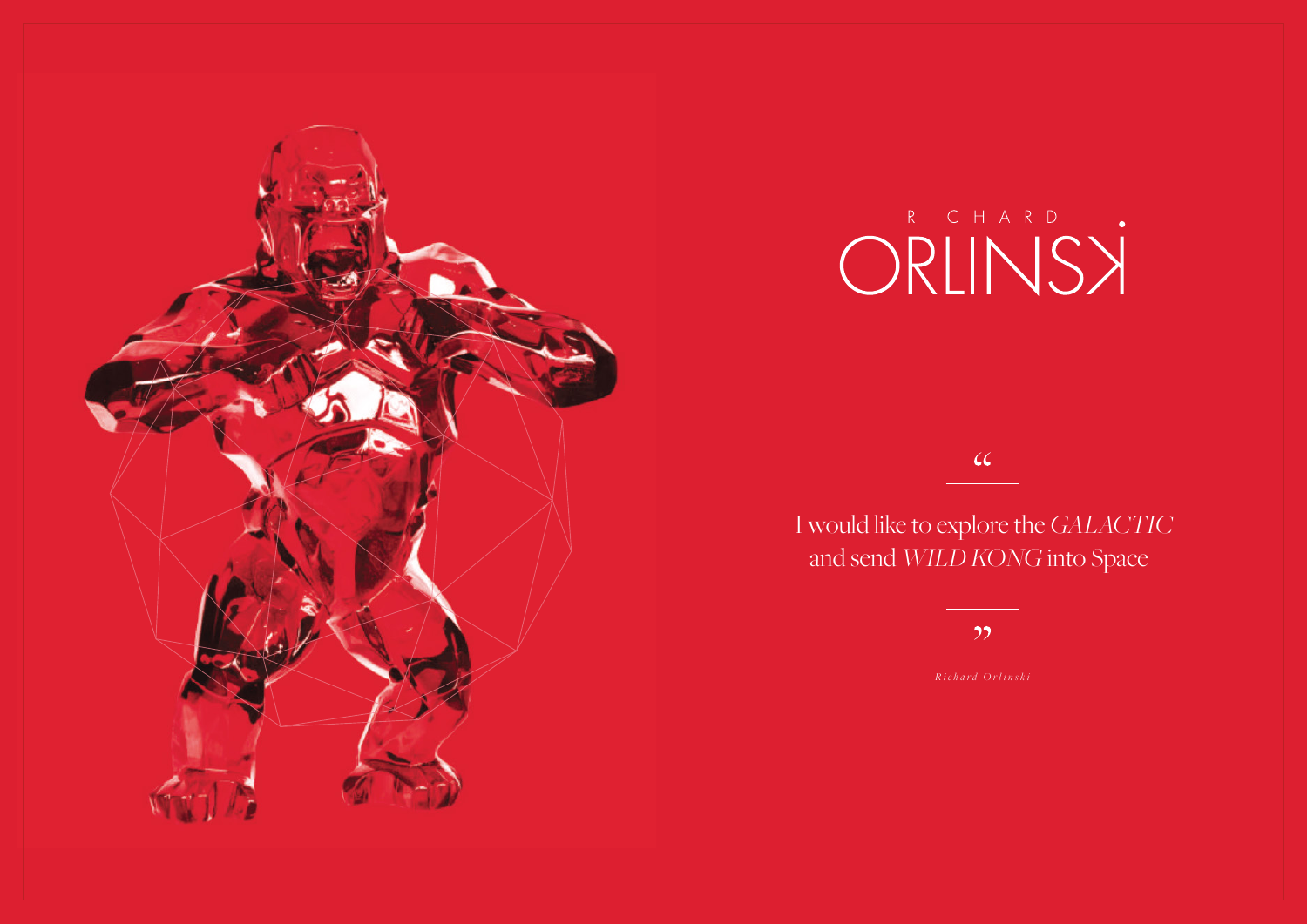# RICHARD ORLINSKI

“

I would like to explore the *GALACTIC* and send *WILD KONG* into Space

”

*Richard Orlinski*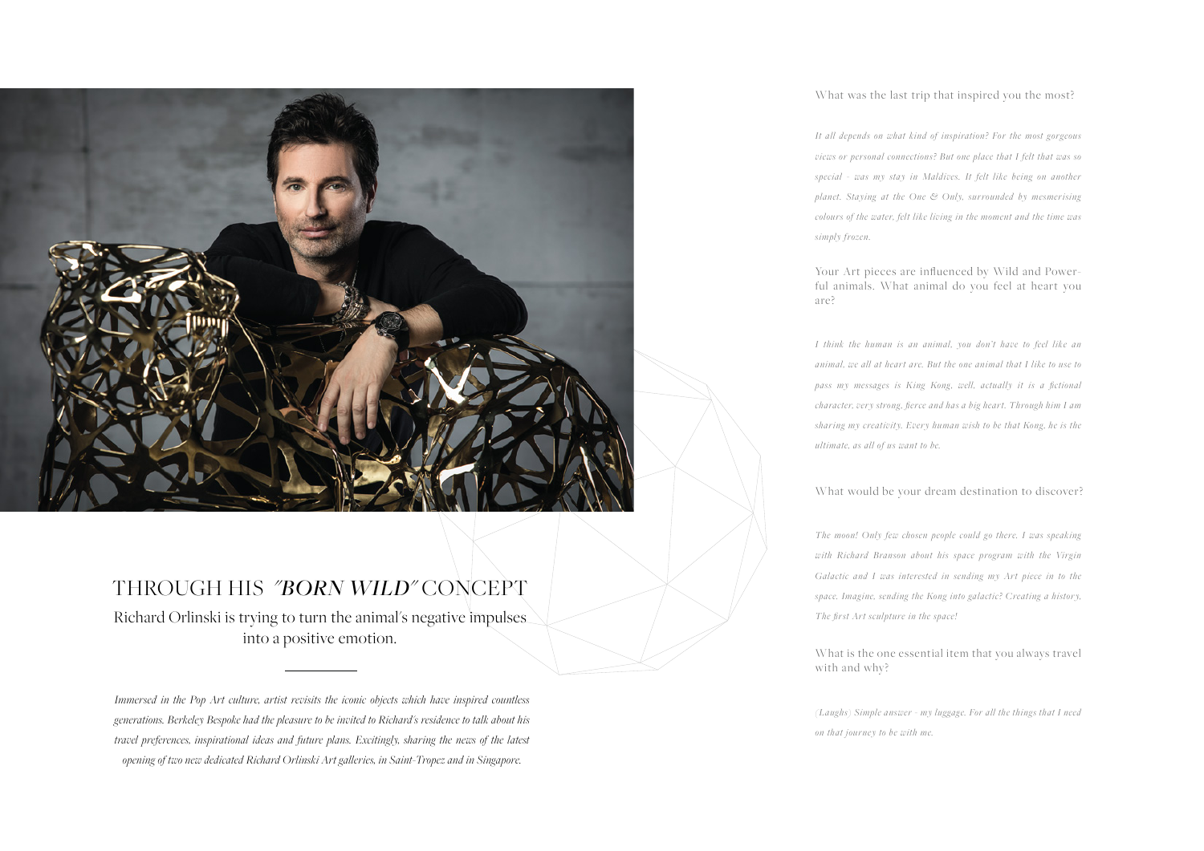# THROUGH HIS *"BORN WILD"* CONCEPT

Richard Orlinski is trying to turn the animal's negative impulses into a positive emotion.

---

*Immersed in the Pop Art culture, artist revisits the iconic objects which have inspired countless generations. Berkeley Bespoke had the pleasure to be invited to Richard's residence to talk about his travel preferences, inspirational ideas and future plans. Excitingly, sharing the news of the latest opening of two new dedicated Richard Orlinski Art galleries, in Saint-Tropez and in Singapore.*

What was the last trip that inspired you the most?

*It all depends on what kind of inspiration? For the most gorgeous views or personal connections? But one place that I felt that was so special - was my stay in Maldives. It felt like being on another planet. Staying at the One & Only, surrounded by mesmerising colours of the water, felt like living in the moment and the time was simply frozen.*

Your Art pieces are influenced by Wild and Powerful animals. What animal do you feel at heart you are?

*I think the human is an animal, you don't have to feel like an animal, we all at heart are. But the one animal that I like to use to pass my messages is King Kong, well, actually it is a fictional character, very strong, fierce and has a big heart. Through him I am sharing my creativity. Every human wish to be that Kong, he is the ultimate, as all of us want to be.*

What would be your dream destination to discover?

*The moon! Only few chosen people could go there. I was speaking with Richard Branson about his space program with the Virgin Galactic and I was interested in sending my Art piece in to the space. Imagine, sending the Kong into galactic? Creating a history, The first Art sculpture in the space!*

What is the one essential item that you always travel with and why?

*(Laughs) Simple answer - my luggage. For all the things that I need on that journey to be with me.*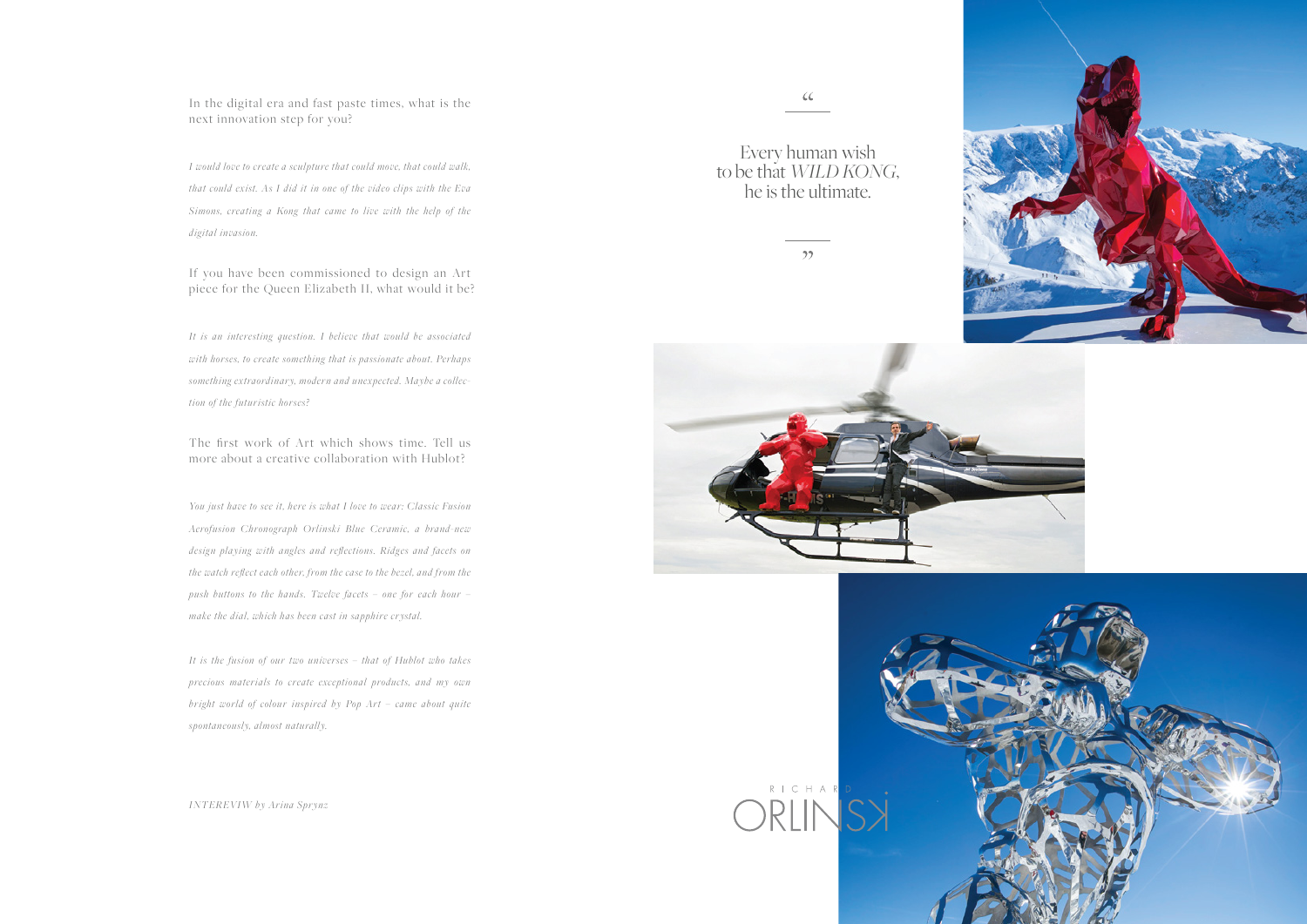In the digital era and fast paste times, what is the next innovation step for you?

*I would love to create a sculpture that could move, that could walk, that could exist. As I did it in one of the video clips with the Eva Simons, creating a Kong that came to live with the help of the digital invasion.*

If you have been commissioned to design an Art piece for the Queen Elizabeth II, what would it be?

*It is an interesting question. I believe that would be associated with horses, to create something that is passionate about. Perhaps something extraordinary, modern and unexpected. Maybe a collection of the futuristic horses?*

The first work of Art which shows time. Tell us more about a creative collaboration with Hublot?

*You just have to see it, here is what I love to wear: Classic Fusion Aerofusion Chronograph Orlinski Blue Ceramic, a brand-new design playing with angles and reflections. Ridges and facets on the watch reflect each other, from the case to the bezel, and from the push buttons to the hands. Twelve facets – one for each hour – make the dial, which has been cast in sapphire crystal.*

*It is the fusion of our two universes – that of Hublot who takes precious materials to create exceptional products, and my own bright world of colour inspired by Pop Art – came about quite spontaneously, almost naturally.*

*INTEREVIW by Arina Sprynz*

> "
>
> Every human wish to be that *WILD KONG*, he is the ultimate.
>
> "

RICHARD ORLINSKI